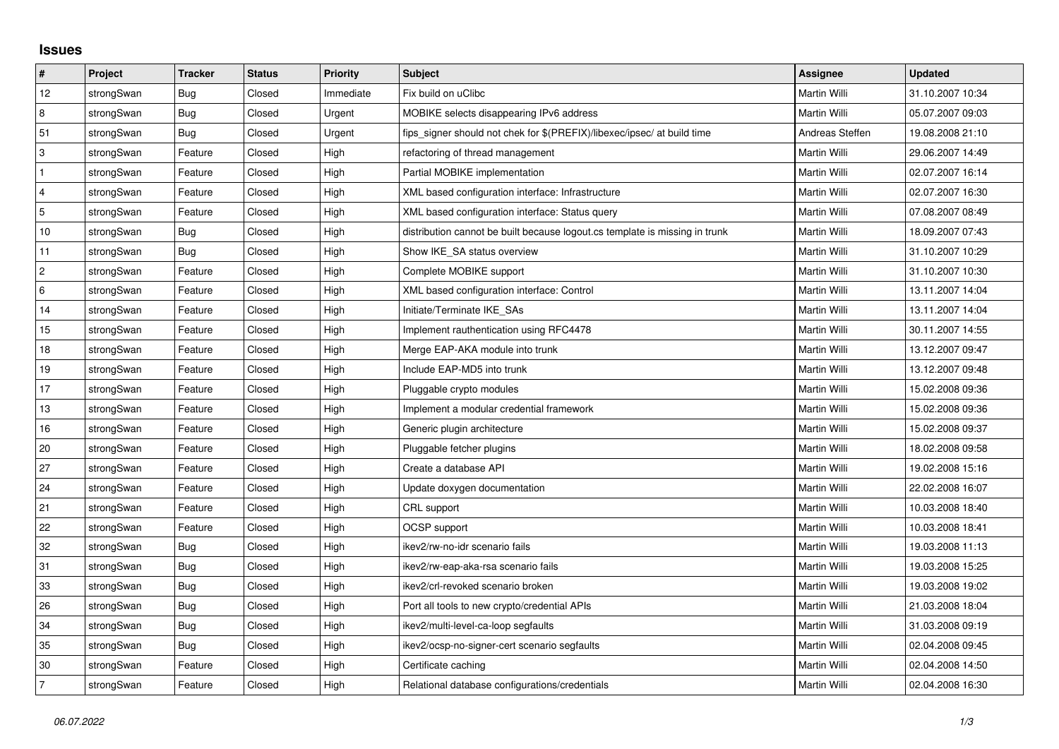## Issues

| # | Project | Tracker | Status | Priority | Subject | Assignee | Updated |
|---|---|---|---|---|---|---|---|
| 12 | strongSwan | Bug | Closed | Immediate | Fix build on uClibc | Martin Willi | 31.10.2007 10:34 |
| 8 | strongSwan | Bug | Closed | Urgent | MOBIKE selects disappearing IPv6 address | Martin Willi | 05.07.2007 09:03 |
| 51 | strongSwan | Bug | Closed | Urgent | fips_signer should not chek for $(PREFIX)/libexec/ipsec/ at build time | Andreas Steffen | 19.08.2008 21:10 |
| 3 | strongSwan | Feature | Closed | High | refactoring of thread management | Martin Willi | 29.06.2007 14:49 |
| 1 | strongSwan | Feature | Closed | High | Partial MOBIKE implementation | Martin Willi | 02.07.2007 16:14 |
| 4 | strongSwan | Feature | Closed | High | XML based configuration interface: Infrastructure | Martin Willi | 02.07.2007 16:30 |
| 5 | strongSwan | Feature | Closed | High | XML based configuration interface: Status query | Martin Willi | 07.08.2007 08:49 |
| 10 | strongSwan | Bug | Closed | High | distribution cannot be built because logout.cs template is missing in trunk | Martin Willi | 18.09.2007 07:43 |
| 11 | strongSwan | Bug | Closed | High | Show IKE_SA status overview | Martin Willi | 31.10.2007 10:29 |
| 2 | strongSwan | Feature | Closed | High | Complete MOBIKE support | Martin Willi | 31.10.2007 10:30 |
| 6 | strongSwan | Feature | Closed | High | XML based configuration interface: Control | Martin Willi | 13.11.2007 14:04 |
| 14 | strongSwan | Feature | Closed | High | Initiate/Terminate IKE_SAs | Martin Willi | 13.11.2007 14:04 |
| 15 | strongSwan | Feature | Closed | High | Implement rauthentication using RFC4478 | Martin Willi | 30.11.2007 14:55 |
| 18 | strongSwan | Feature | Closed | High | Merge EAP-AKA module into trunk | Martin Willi | 13.12.2007 09:47 |
| 19 | strongSwan | Feature | Closed | High | Include EAP-MD5 into trunk | Martin Willi | 13.12.2007 09:48 |
| 17 | strongSwan | Feature | Closed | High | Pluggable crypto modules | Martin Willi | 15.02.2008 09:36 |
| 13 | strongSwan | Feature | Closed | High | Implement a modular credential framework | Martin Willi | 15.02.2008 09:36 |
| 16 | strongSwan | Feature | Closed | High | Generic plugin architecture | Martin Willi | 15.02.2008 09:37 |
| 20 | strongSwan | Feature | Closed | High | Pluggable fetcher plugins | Martin Willi | 18.02.2008 09:58 |
| 27 | strongSwan | Feature | Closed | High | Create a database API | Martin Willi | 19.02.2008 15:16 |
| 24 | strongSwan | Feature | Closed | High | Update doxygen documentation | Martin Willi | 22.02.2008 16:07 |
| 21 | strongSwan | Feature | Closed | High | CRL support | Martin Willi | 10.03.2008 18:40 |
| 22 | strongSwan | Feature | Closed | High | OCSP support | Martin Willi | 10.03.2008 18:41 |
| 32 | strongSwan | Bug | Closed | High | ikev2/rw-no-idr scenario fails | Martin Willi | 19.03.2008 11:13 |
| 31 | strongSwan | Bug | Closed | High | ikev2/rw-eap-aka-rsa scenario fails | Martin Willi | 19.03.2008 15:25 |
| 33 | strongSwan | Bug | Closed | High | ikev2/crl-revoked scenario broken | Martin Willi | 19.03.2008 19:02 |
| 26 | strongSwan | Bug | Closed | High | Port all tools to new crypto/credential APIs | Martin Willi | 21.03.2008 18:04 |
| 34 | strongSwan | Bug | Closed | High | ikev2/multi-level-ca-loop segfaults | Martin Willi | 31.03.2008 09:19 |
| 35 | strongSwan | Bug | Closed | High | ikev2/ocsp-no-signer-cert scenario segfaults | Martin Willi | 02.04.2008 09:45 |
| 30 | strongSwan | Feature | Closed | High | Certificate caching | Martin Willi | 02.04.2008 14:50 |
| 7 | strongSwan | Feature | Closed | High | Relational database configurations/credentials | Martin Willi | 02.04.2008 16:30 |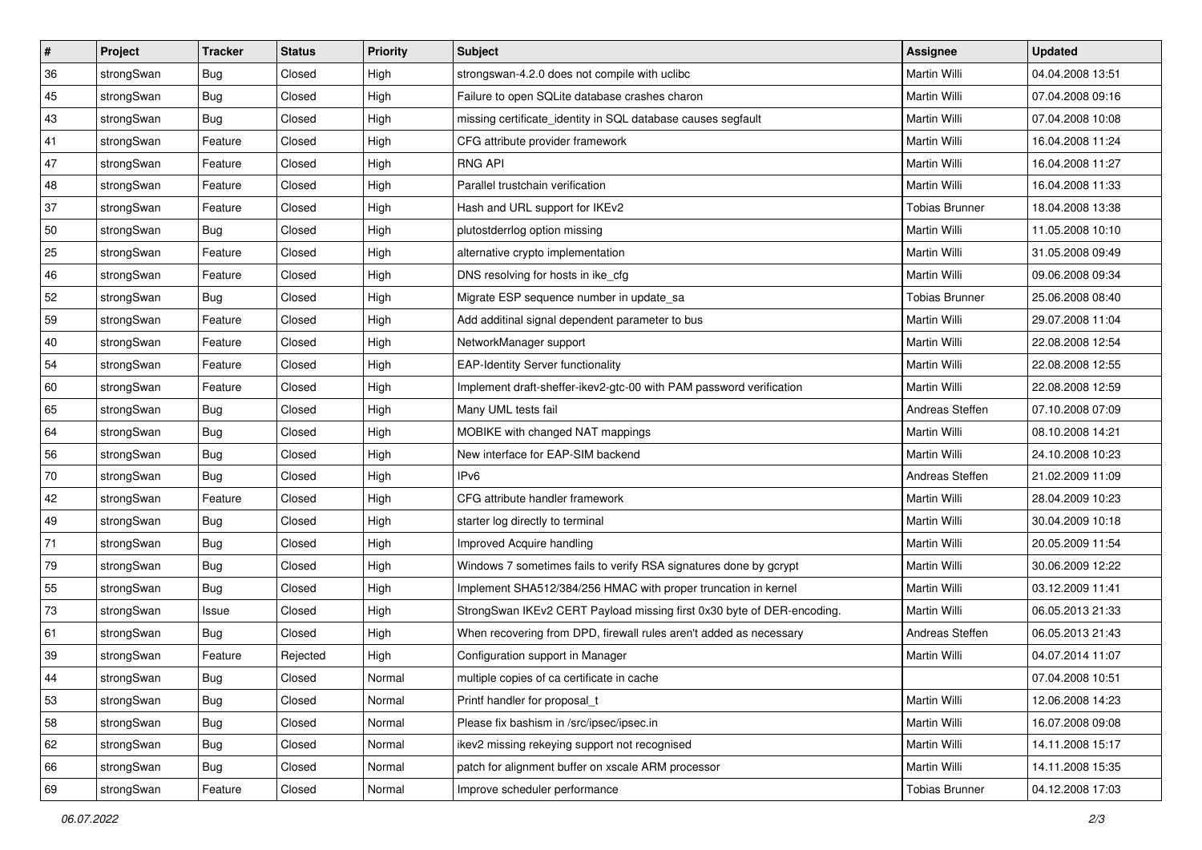| # | Project | Tracker | Status | Priority | Subject | Assignee | Updated |
|---|---|---|---|---|---|---|---|
| 36 | strongSwan | Bug | Closed | High | strongswan-4.2.0 does not compile with uclibc | Martin Willi | 04.04.2008 13:51 |
| 45 | strongSwan | Bug | Closed | High | Failure to open SQLite database crashes charon | Martin Willi | 07.04.2008 09:16 |
| 43 | strongSwan | Bug | Closed | High | missing certificate_identity in SQL database causes segfault | Martin Willi | 07.04.2008 10:08 |
| 41 | strongSwan | Feature | Closed | High | CFG attribute provider framework | Martin Willi | 16.04.2008 11:24 |
| 47 | strongSwan | Feature | Closed | High | RNG API | Martin Willi | 16.04.2008 11:27 |
| 48 | strongSwan | Feature | Closed | High | Parallel trustchain verification | Martin Willi | 16.04.2008 11:33 |
| 37 | strongSwan | Feature | Closed | High | Hash and URL support for IKEv2 | Tobias Brunner | 18.04.2008 13:38 |
| 50 | strongSwan | Bug | Closed | High | plutostderrlog option missing | Martin Willi | 11.05.2008 10:10 |
| 25 | strongSwan | Feature | Closed | High | alternative crypto implementation | Martin Willi | 31.05.2008 09:49 |
| 46 | strongSwan | Feature | Closed | High | DNS resolving for hosts in ike_cfg | Martin Willi | 09.06.2008 09:34 |
| 52 | strongSwan | Bug | Closed | High | Migrate ESP sequence number in update_sa | Tobias Brunner | 25.06.2008 08:40 |
| 59 | strongSwan | Feature | Closed | High | Add additinal signal dependent parameter to bus | Martin Willi | 29.07.2008 11:04 |
| 40 | strongSwan | Feature | Closed | High | NetworkManager support | Martin Willi | 22.08.2008 12:54 |
| 54 | strongSwan | Feature | Closed | High | EAP-Identity Server functionality | Martin Willi | 22.08.2008 12:55 |
| 60 | strongSwan | Feature | Closed | High | Implement draft-sheffer-ikev2-gtc-00 with PAM password verification | Martin Willi | 22.08.2008 12:59 |
| 65 | strongSwan | Bug | Closed | High | Many UML tests fail | Andreas Steffen | 07.10.2008 07:09 |
| 64 | strongSwan | Bug | Closed | High | MOBIKE with changed NAT mappings | Martin Willi | 08.10.2008 14:21 |
| 56 | strongSwan | Bug | Closed | High | New interface for EAP-SIM backend | Martin Willi | 24.10.2008 10:23 |
| 70 | strongSwan | Bug | Closed | High | IPv6 | Andreas Steffen | 21.02.2009 11:09 |
| 42 | strongSwan | Feature | Closed | High | CFG attribute handler framework | Martin Willi | 28.04.2009 10:23 |
| 49 | strongSwan | Bug | Closed | High | starter log directly to terminal | Martin Willi | 30.04.2009 10:18 |
| 71 | strongSwan | Bug | Closed | High | Improved Acquire handling | Martin Willi | 20.05.2009 11:54 |
| 79 | strongSwan | Bug | Closed | High | Windows 7 sometimes fails to verify RSA signatures done by gcrypt | Martin Willi | 30.06.2009 12:22 |
| 55 | strongSwan | Bug | Closed | High | Implement SHA512/384/256 HMAC with proper truncation in kernel | Martin Willi | 03.12.2009 11:41 |
| 73 | strongSwan | Issue | Closed | High | StrongSwan IKEv2 CERT Payload missing first 0x30 byte of DER-encoding. | Martin Willi | 06.05.2013 21:33 |
| 61 | strongSwan | Bug | Closed | High | When recovering from DPD, firewall rules aren't added as necessary | Andreas Steffen | 06.05.2013 21:43 |
| 39 | strongSwan | Feature | Rejected | High | Configuration support in Manager | Martin Willi | 04.07.2014 11:07 |
| 44 | strongSwan | Bug | Closed | Normal | multiple copies of ca certificate in cache | | 07.04.2008 10:51 |
| 53 | strongSwan | Bug | Closed | Normal | Printf handler for proposal_t | Martin Willi | 12.06.2008 14:23 |
| 58 | strongSwan | Bug | Closed | Normal | Please fix bashism in /src/ipsec/ipsec.in | Martin Willi | 16.07.2008 09:08 |
| 62 | strongSwan | Bug | Closed | Normal | ikev2 missing rekeying support not recognised | Martin Willi | 14.11.2008 15:17 |
| 66 | strongSwan | Bug | Closed | Normal | patch for alignment buffer on xscale ARM processor | Martin Willi | 14.11.2008 15:35 |
| 69 | strongSwan | Feature | Closed | Normal | Improve scheduler performance | Tobias Brunner | 04.12.2008 17:03 |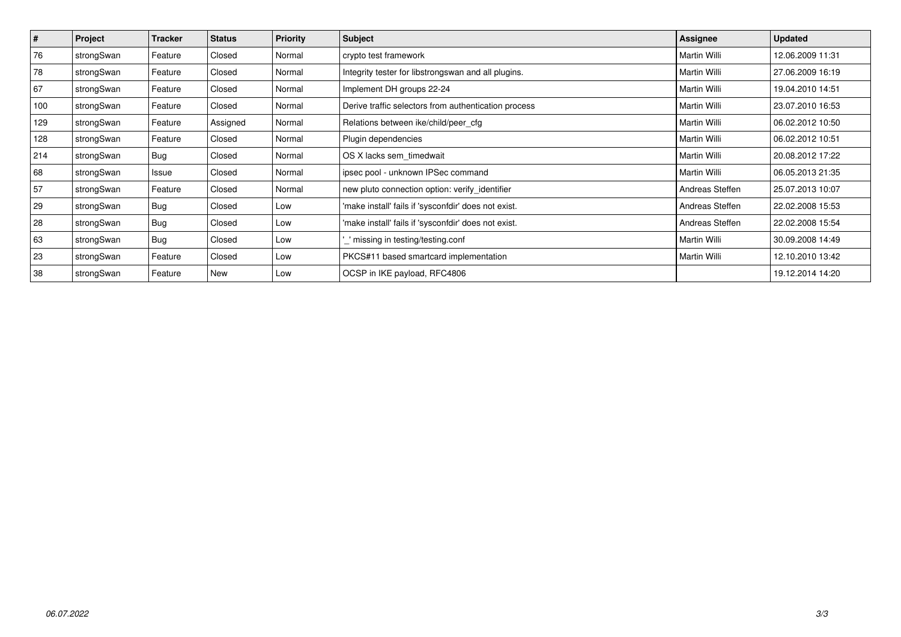| # | Project | Tracker | Status | Priority | Subject | Assignee | Updated |
|---|---|---|---|---|---|---|---|
| 76 | strongSwan | Feature | Closed | Normal | crypto test framework | Martin Willi | 12.06.2009 11:31 |
| 78 | strongSwan | Feature | Closed | Normal | Integrity tester for libstrongswan and all plugins. | Martin Willi | 27.06.2009 16:19 |
| 67 | strongSwan | Feature | Closed | Normal | Implement DH groups 22-24 | Martin Willi | 19.04.2010 14:51 |
| 100 | strongSwan | Feature | Closed | Normal | Derive traffic selectors from authentication process | Martin Willi | 23.07.2010 16:53 |
| 129 | strongSwan | Feature | Assigned | Normal | Relations between ike/child/peer_cfg | Martin Willi | 06.02.2012 10:50 |
| 128 | strongSwan | Feature | Closed | Normal | Plugin dependencies | Martin Willi | 06.02.2012 10:51 |
| 214 | strongSwan | Bug | Closed | Normal | OS X lacks sem_timedwait | Martin Willi | 20.08.2012 17:22 |
| 68 | strongSwan | Issue | Closed | Normal | ipsec pool - unknown IPSec command | Martin Willi | 06.05.2013 21:35 |
| 57 | strongSwan | Feature | Closed | Normal | new pluto connection option: verify_identifier | Andreas Steffen | 25.07.2013 10:07 |
| 29 | strongSwan | Bug | Closed | Low | 'make install' fails if 'sysconfdir' does not exist. | Andreas Steffen | 22.02.2008 15:53 |
| 28 | strongSwan | Bug | Closed | Low | 'make install' fails if 'sysconfdir' does not exist. | Andreas Steffen | 22.02.2008 15:54 |
| 63 | strongSwan | Bug | Closed | Low | '_' missing in testing/testing.conf | Martin Willi | 30.09.2008 14:49 |
| 23 | strongSwan | Feature | Closed | Low | PKCS#11 based smartcard implementation | Martin Willi | 12.10.2010 13:42 |
| 38 | strongSwan | Feature | New | Low | OCSP in IKE payload, RFC4806 | | 19.12.2014 14:20 |